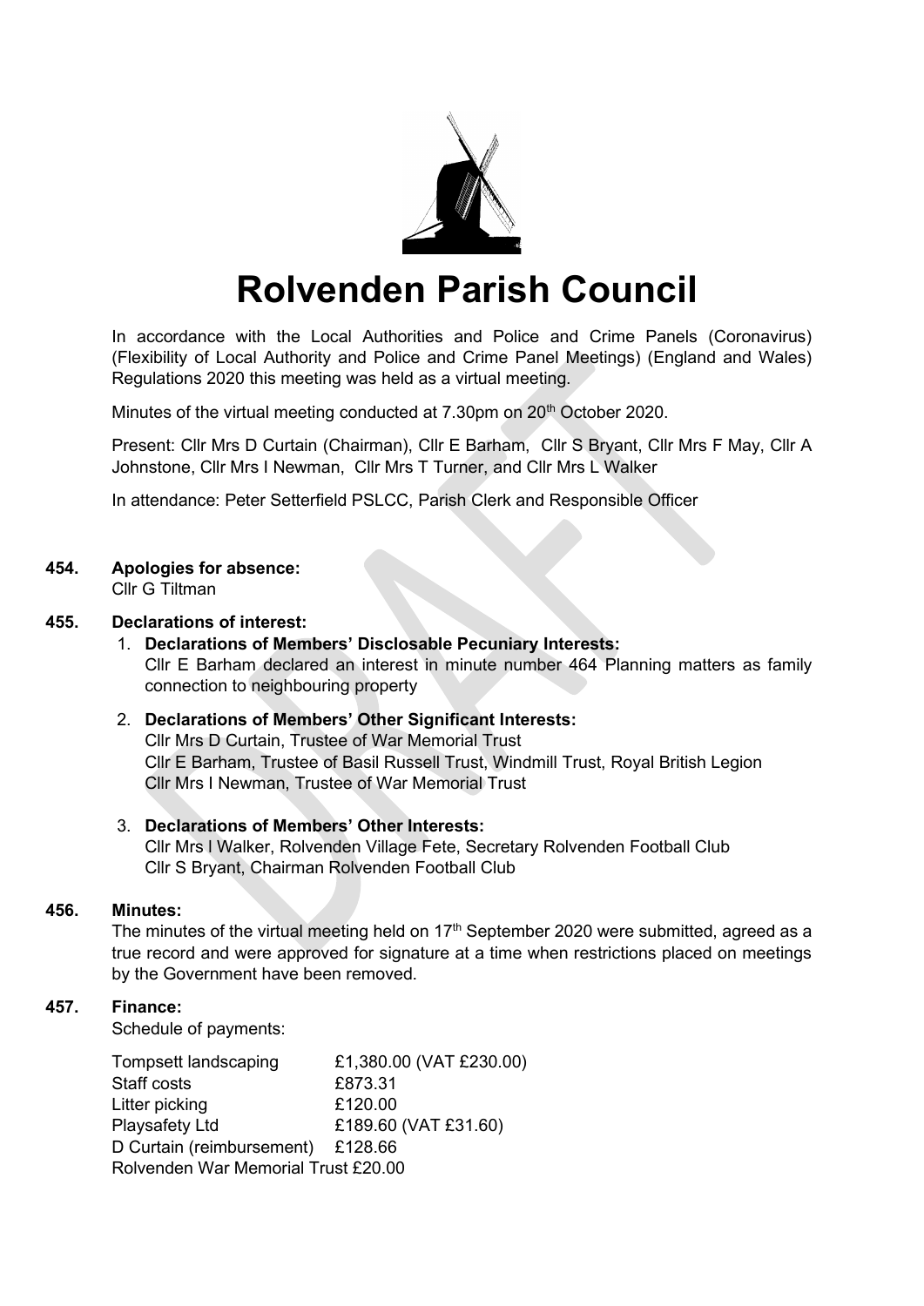# Rolvenden Parish Council

In accordance with the Local Authorities and Police and Crime Panels (Coronavirus) (Flexibility of Local Authority and Police and Crime Panel Meetings) (England and Wales) Regulations 2020 this meeting was held as a virtual meeting.

Minutes of the virtual meeting conducted at 7.30pm on 20th October 2020.

Present: Cllr Mrs D Curtain (Chairman), Cllr E Barham, Cllr S Bryant, Cllr Mrs F May, Cllr A Johnstone, Cllr Mrs I Newman, Cllr Mrs T Turner, and Cllr Mrs L Walker

In attendance: Peter Setterfield PSLCC, Parish Clerk and Responsible Officer

**454. Apologies for absence:**

Cllr G Tiltman

**455. Declarations of interest:**

1. **Declarations of Members' Disclosable Pecuniary Interests:**
   Cllr E Barham declared an interest in minute number 464 Planning matters as family connection to neighbouring property
2. **Declarations of Members' Other Significant Interests:**
   Cllr Mrs D Curtain, Trustee of War Memorial Trust
   Cllr E Barham, Trustee of Basil Russell Trust, Windmill Trust, Royal British Legion
   Cllr Mrs I Newman, Trustee of War Memorial Trust
3. **Declarations of Members' Other Interests:**
   Cllr Mrs l Walker, Rolvenden Village Fete, Secretary Rolvenden Football Club
   Cllr S Bryant, Chairman Rolvenden Football Club

**456. Minutes:**

The minutes of the virtual meeting held on 17th September 2020 were submitted, agreed as a true record and were approved for signature at a time when restrictions placed on meetings by the Government have been removed.

**457. Finance:**

Schedule of payments:

| | |
|---|---|
| Tompsett landscaping | £1,380.00 (VAT £230.00) |
| Staff costs | £873.31 |
| Litter picking | £120.00 |
| Playsafety Ltd | £189.60 (VAT £31.60) |
| D Curtain (reimbursement) | £128.66 |
| Rolvenden War Memorial Trust | £20.00 |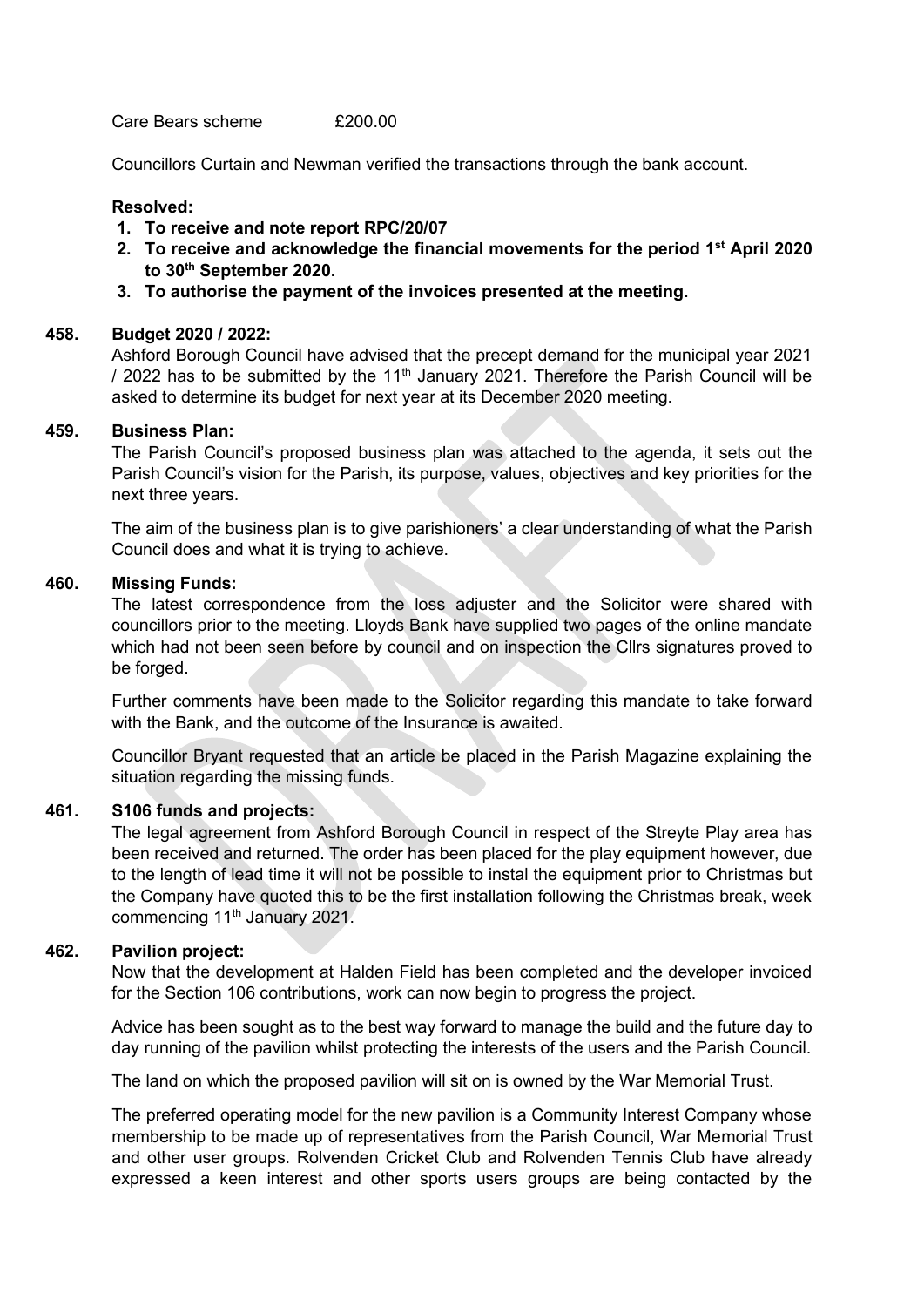Care Bears scheme £200.00

Councillors Curtain and Newman verified the transactions through the bank account.

**Resolved:**

1. **To receive and note report RPC/20/07**
2. **To receive and acknowledge the financial movements for the period 1st April 2020 to 30th September 2020.**
3. **To authorise the payment of the invoices presented at the meeting.**

**458. Budget 2020 / 2022:**

Ashford Borough Council have advised that the precept demand for the municipal year 2021 / 2022 has to be submitted by the 11th January 2021. Therefore the Parish Council will be asked to determine its budget for next year at its December 2020 meeting.

**459. Business Plan:**

The Parish Council's proposed business plan was attached to the agenda, it sets out the Parish Council's vision for the Parish, its purpose, values, objectives and key priorities for the next three years.

The aim of the business plan is to give parishioners' a clear understanding of what the Parish Council does and what it is trying to achieve.

**460. Missing Funds:**

The latest correspondence from the loss adjuster and the Solicitor were shared with councillors prior to the meeting. Lloyds Bank have supplied two pages of the online mandate which had not been seen before by council and on inspection the Cllrs signatures proved to be forged.

Further comments have been made to the Solicitor regarding this mandate to take forward with the Bank, and the outcome of the Insurance is awaited.

Councillor Bryant requested that an article be placed in the Parish Magazine explaining the situation regarding the missing funds.

**461. S106 funds and projects:**

The legal agreement from Ashford Borough Council in respect of the Streyte Play area has been received and returned. The order has been placed for the play equipment however, due to the length of lead time it will not be possible to instal the equipment prior to Christmas but the Company have quoted this to be the first installation following the Christmas break, week commencing 11th January 2021.

**462. Pavilion project:**

Now that the development at Halden Field has been completed and the developer invoiced for the Section 106 contributions, work can now begin to progress the project.

Advice has been sought as to the best way forward to manage the build and the future day to day running of the pavilion whilst protecting the interests of the users and the Parish Council.

The land on which the proposed pavilion will sit on is owned by the War Memorial Trust.

The preferred operating model for the new pavilion is a Community Interest Company whose membership to be made up of representatives from the Parish Council, War Memorial Trust and other user groups. Rolvenden Cricket Club and Rolvenden Tennis Club have already expressed a keen interest and other sports users groups are being contacted by the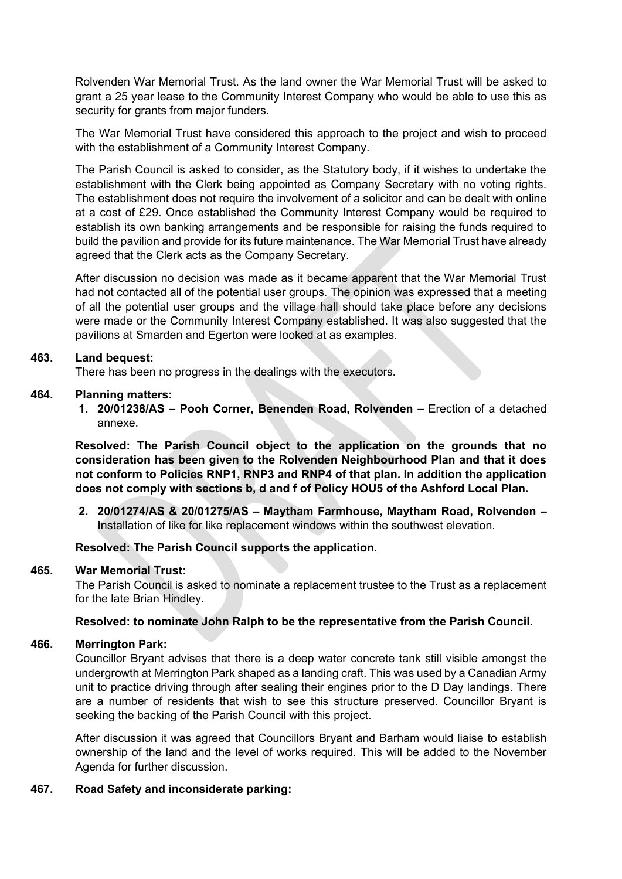Rolvenden War Memorial Trust. As the land owner the War Memorial Trust will be asked to grant a 25 year lease to the Community Interest Company who would be able to use this as security for grants from major funders.

The War Memorial Trust have considered this approach to the project and wish to proceed with the establishment of a Community Interest Company.

The Parish Council is asked to consider, as the Statutory body, if it wishes to undertake the establishment with the Clerk being appointed as Company Secretary with no voting rights. The establishment does not require the involvement of a solicitor and can be dealt with online at a cost of £29. Once established the Community Interest Company would be required to establish its own banking arrangements and be responsible for raising the funds required to build the pavilion and provide for its future maintenance. The War Memorial Trust have already agreed that the Clerk acts as the Company Secretary.

After discussion no decision was made as it became apparent that the War Memorial Trust had not contacted all of the potential user groups. The opinion was expressed that a meeting of all the potential user groups and the village hall should take place before any decisions were made or the Community Interest Company established. It was also suggested that the pavilions at Smarden and Egerton were looked at as examples.

**463. Land bequest:**

There has been no progress in the dealings with the executors.

**464. Planning matters:**

1. **20/01238/AS – Pooh Corner, Benenden Road, Rolvenden –** Erection of a detached annexe.

**Resolved: The Parish Council object to the application on the grounds that no consideration has been given to the Rolvenden Neighbourhood Plan and that it does not conform to Policies RNP1, RNP3 and RNP4 of that plan. In addition the application does not comply with sections b, d and f of Policy HOU5 of the Ashford Local Plan.**

2. **20/01274/AS & 20/01275/AS – Maytham Farmhouse, Maytham Road, Rolvenden –** Installation of like for like replacement windows within the southwest elevation.

**Resolved: The Parish Council supports the application.**

**465. War Memorial Trust:**

The Parish Council is asked to nominate a replacement trustee to the Trust as a replacement for the late Brian Hindley.

**Resolved: to nominate John Ralph to be the representative from the Parish Council.**

**466. Merrington Park:**

Councillor Bryant advises that there is a deep water concrete tank still visible amongst the undergrowth at Merrington Park shaped as a landing craft. This was used by a Canadian Army unit to practice driving through after sealing their engines prior to the D Day landings. There are a number of residents that wish to see this structure preserved. Councillor Bryant is seeking the backing of the Parish Council with this project.

After discussion it was agreed that Councillors Bryant and Barham would liaise to establish ownership of the land and the level of works required. This will be added to the November Agenda for further discussion.

**467. Road Safety and inconsiderate parking:**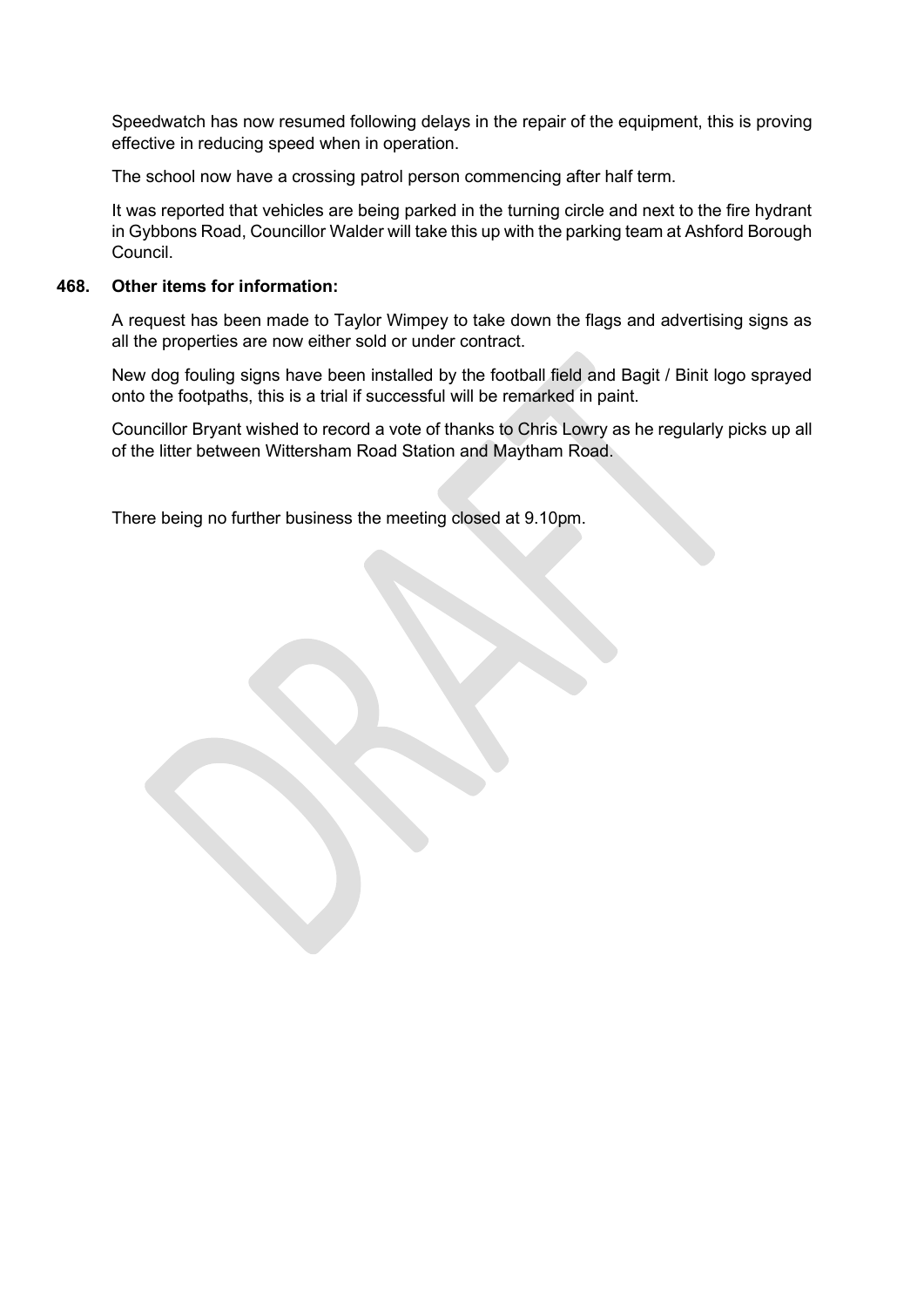Speedwatch has now resumed following delays in the repair of the equipment, this is proving effective in reducing speed when in operation.

The school now have a crossing patrol person commencing after half term.

It was reported that vehicles are being parked in the turning circle and next to the fire hydrant in Gybbons Road, Councillor Walder will take this up with the parking team at Ashford Borough Council.

**468. Other items for information:**

A request has been made to Taylor Wimpey to take down the flags and advertising signs as all the properties are now either sold or under contract.

New dog fouling signs have been installed by the football field and Bagit / Binit logo sprayed onto the footpaths, this is a trial if successful will be remarked in paint.

Councillor Bryant wished to record a vote of thanks to Chris Lowry as he regularly picks up all of the litter between Wittersham Road Station and Maytham Road.

There being no further business the meeting closed at 9.10pm.